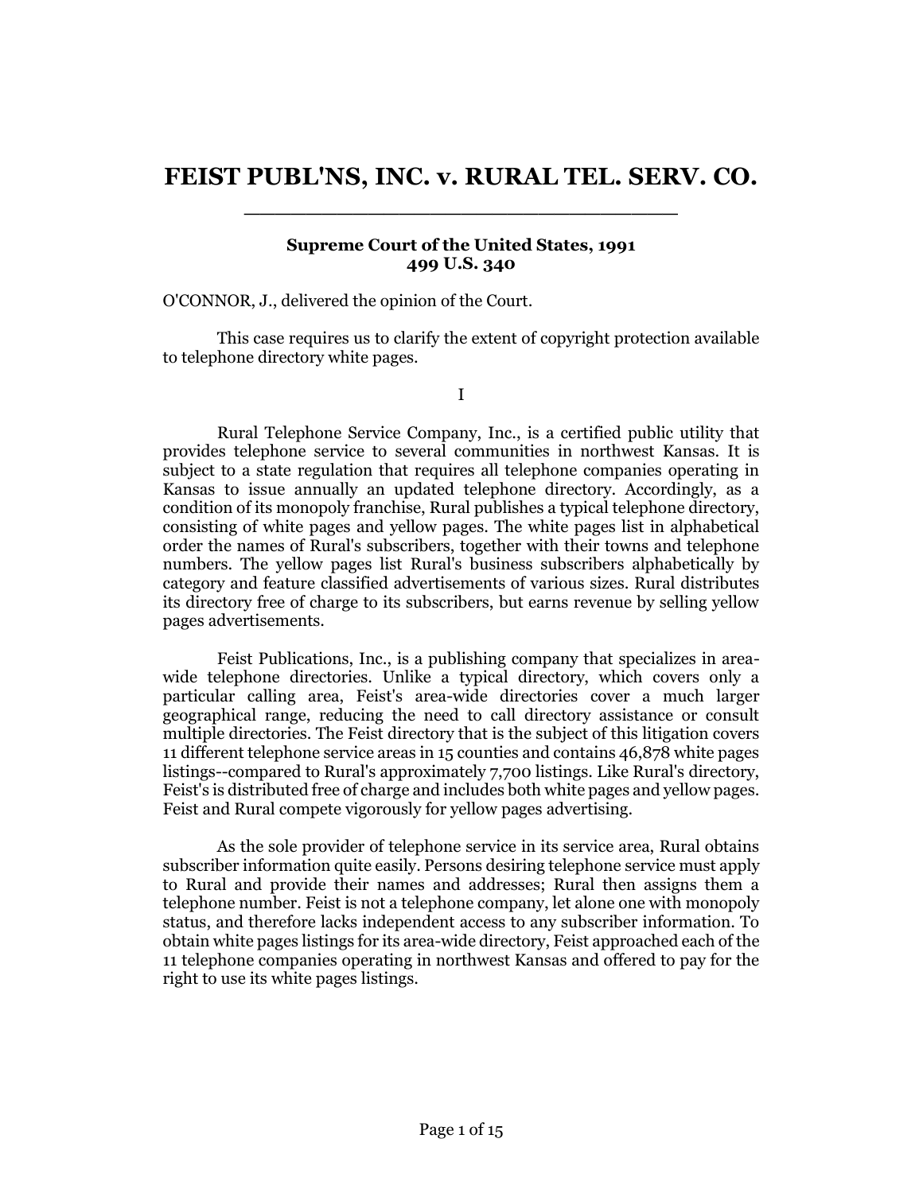# FEIST PUBL'NS, INC. v. RURAL TEL. SERV. CO.

**Supreme Court of the United States, 1991**
**499 U.S. 340**

O'CONNOR, J., delivered the opinion of the Court.

This case requires us to clarify the extent of copyright protection available to telephone directory white pages.

I

Rural Telephone Service Company, Inc., is a certified public utility that provides telephone service to several communities in northwest Kansas. It is subject to a state regulation that requires all telephone companies operating in Kansas to issue annually an updated telephone directory. Accordingly, as a condition of its monopoly franchise, Rural publishes a typical telephone directory, consisting of white pages and yellow pages. The white pages list in alphabetical order the names of Rural's subscribers, together with their towns and telephone numbers. The yellow pages list Rural's business subscribers alphabetically by category and feature classified advertisements of various sizes. Rural distributes its directory free of charge to its subscribers, but earns revenue by selling yellow pages advertisements.

Feist Publications, Inc., is a publishing company that specializes in area-wide telephone directories. Unlike a typical directory, which covers only a particular calling area, Feist's area-wide directories cover a much larger geographical range, reducing the need to call directory assistance or consult multiple directories. The Feist directory that is the subject of this litigation covers 11 different telephone service areas in 15 counties and contains 46,878 white pages listings--compared to Rural's approximately 7,700 listings. Like Rural's directory, Feist's is distributed free of charge and includes both white pages and yellow pages. Feist and Rural compete vigorously for yellow pages advertising.

As the sole provider of telephone service in its service area, Rural obtains subscriber information quite easily. Persons desiring telephone service must apply to Rural and provide their names and addresses; Rural then assigns them a telephone number. Feist is not a telephone company, let alone one with monopoly status, and therefore lacks independent access to any subscriber information. To obtain white pages listings for its area-wide directory, Feist approached each of the 11 telephone companies operating in northwest Kansas and offered to pay for the right to use its white pages listings.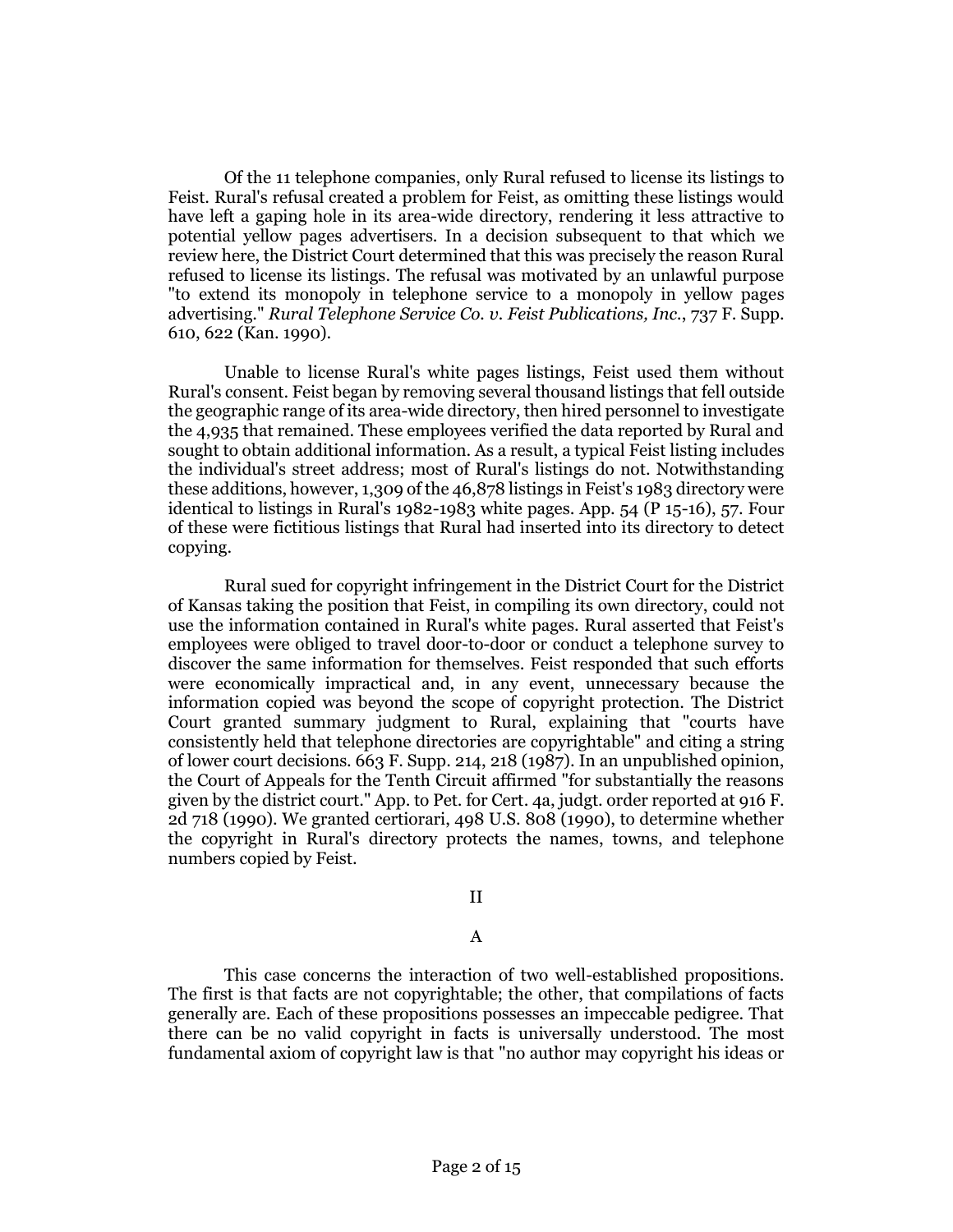Of the 11 telephone companies, only Rural refused to license its listings to Feist. Rural's refusal created a problem for Feist, as omitting these listings would have left a gaping hole in its area-wide directory, rendering it less attractive to potential yellow pages advertisers. In a decision subsequent to that which we review here, the District Court determined that this was precisely the reason Rural refused to license its listings. The refusal was motivated by an unlawful purpose "to extend its monopoly in telephone service to a monopoly in yellow pages advertising." *Rural Telephone Service Co. v. Feist Publications, Inc.*, 737 F. Supp. 610, 622 (Kan. 1990).

Unable to license Rural's white pages listings, Feist used them without Rural's consent. Feist began by removing several thousand listings that fell outside the geographic range of its area-wide directory, then hired personnel to investigate the 4,935 that remained. These employees verified the data reported by Rural and sought to obtain additional information. As a result, a typical Feist listing includes the individual's street address; most of Rural's listings do not. Notwithstanding these additions, however, 1,309 of the 46,878 listings in Feist's 1983 directory were identical to listings in Rural's 1982-1983 white pages. App. 54 (P 15-16), 57. Four of these were fictitious listings that Rural had inserted into its directory to detect copying.

Rural sued for copyright infringement in the District Court for the District of Kansas taking the position that Feist, in compiling its own directory, could not use the information contained in Rural's white pages. Rural asserted that Feist's employees were obliged to travel door-to-door or conduct a telephone survey to discover the same information for themselves. Feist responded that such efforts were economically impractical and, in any event, unnecessary because the information copied was beyond the scope of copyright protection. The District Court granted summary judgment to Rural, explaining that "courts have consistently held that telephone directories are copyrightable" and citing a string of lower court decisions. 663 F. Supp. 214, 218 (1987). In an unpublished opinion, the Court of Appeals for the Tenth Circuit affirmed "for substantially the reasons given by the district court." App. to Pet. for Cert. 4a, judgt. order reported at 916 F. 2d 718 (1990). We granted certiorari, 498 U.S. 808 (1990), to determine whether the copyright in Rural's directory protects the names, towns, and telephone numbers copied by Feist.

## II

### A

This case concerns the interaction of two well-established propositions. The first is that facts are not copyrightable; the other, that compilations of facts generally are. Each of these propositions possesses an impeccable pedigree. That there can be no valid copyright in facts is universally understood. The most fundamental axiom of copyright law is that "no author may copyright his ideas or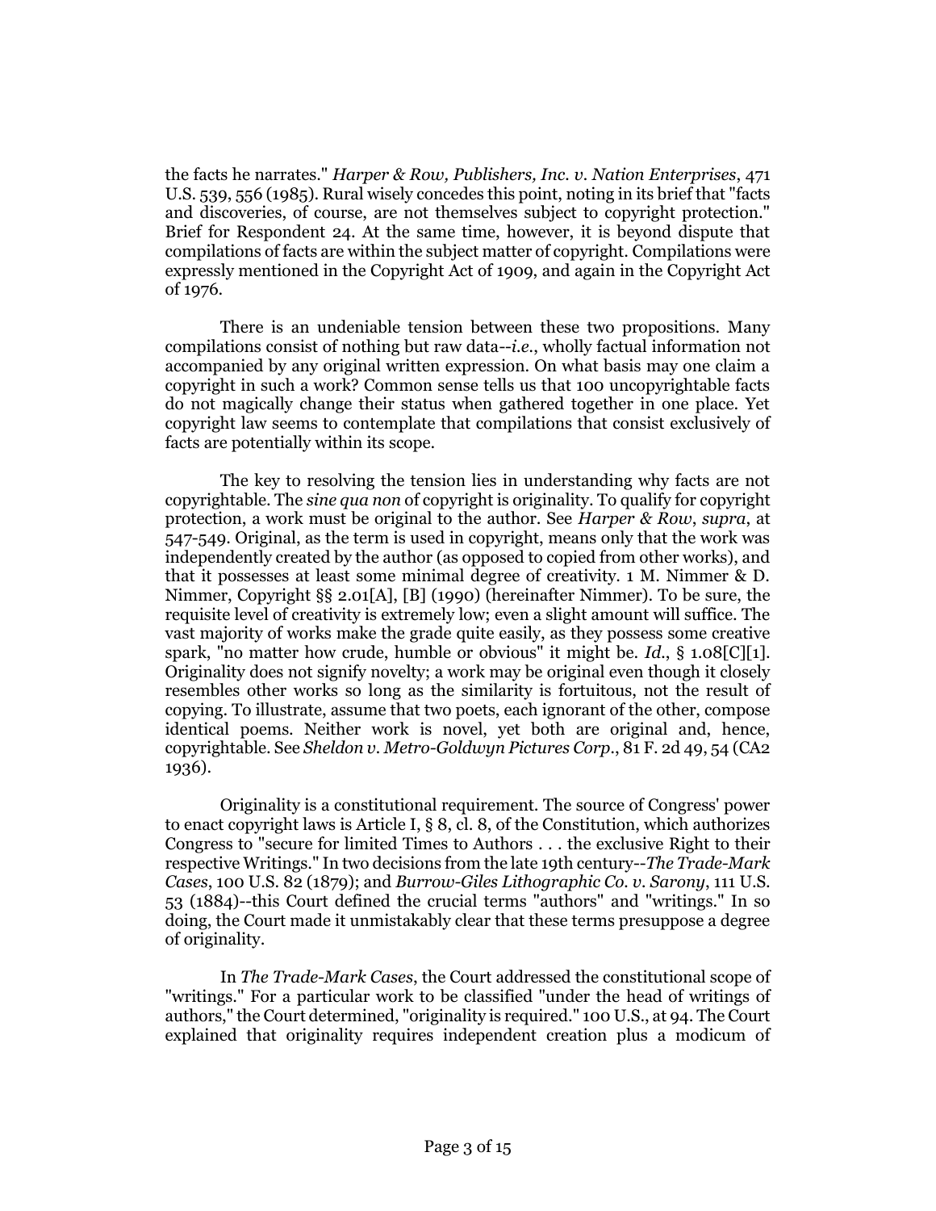the facts he narrates." *Harper & Row, Publishers, Inc. v. Nation Enterprises*, 471 U.S. 539, 556 (1985). Rural wisely concedes this point, noting in its brief that "facts and discoveries, of course, are not themselves subject to copyright protection." Brief for Respondent 24. At the same time, however, it is beyond dispute that compilations of facts are within the subject matter of copyright. Compilations were expressly mentioned in the Copyright Act of 1909, and again in the Copyright Act of 1976.

There is an undeniable tension between these two propositions. Many compilations consist of nothing but raw data--*i.e.*, wholly factual information not accompanied by any original written expression. On what basis may one claim a copyright in such a work? Common sense tells us that 100 uncopyrightable facts do not magically change their status when gathered together in one place. Yet copyright law seems to contemplate that compilations that consist exclusively of facts are potentially within its scope.

The key to resolving the tension lies in understanding why facts are not copyrightable. The *sine qua non* of copyright is originality. To qualify for copyright protection, a work must be original to the author. See *Harper & Row*, *supra*, at 547-549. Original, as the term is used in copyright, means only that the work was independently created by the author (as opposed to copied from other works), and that it possesses at least some minimal degree of creativity. 1 M. Nimmer & D. Nimmer, Copyright §§ 2.01[A], [B] (1990) (hereinafter Nimmer). To be sure, the requisite level of creativity is extremely low; even a slight amount will suffice. The vast majority of works make the grade quite easily, as they possess some creative spark, "no matter how crude, humble or obvious" it might be. *Id.*, § 1.08[C][1]. Originality does not signify novelty; a work may be original even though it closely resembles other works so long as the similarity is fortuitous, not the result of copying. To illustrate, assume that two poets, each ignorant of the other, compose identical poems. Neither work is novel, yet both are original and, hence, copyrightable. See *Sheldon v. Metro-Goldwyn Pictures Corp.*, 81 F. 2d 49, 54 (CA2 1936).

Originality is a constitutional requirement. The source of Congress' power to enact copyright laws is Article I, § 8, cl. 8, of the Constitution, which authorizes Congress to "secure for limited Times to Authors . . . the exclusive Right to their respective Writings." In two decisions from the late 19th century--*The Trade-Mark Cases*, 100 U.S. 82 (1879); and *Burrow-Giles Lithographic Co. v. Sarony*, 111 U.S. 53 (1884)--this Court defined the crucial terms "authors" and "writings." In so doing, the Court made it unmistakably clear that these terms presuppose a degree of originality.

In *The Trade-Mark Cases*, the Court addressed the constitutional scope of "writings." For a particular work to be classified "under the head of writings of authors," the Court determined, "originality is required." 100 U.S., at 94. The Court explained that originality requires independent creation plus a modicum of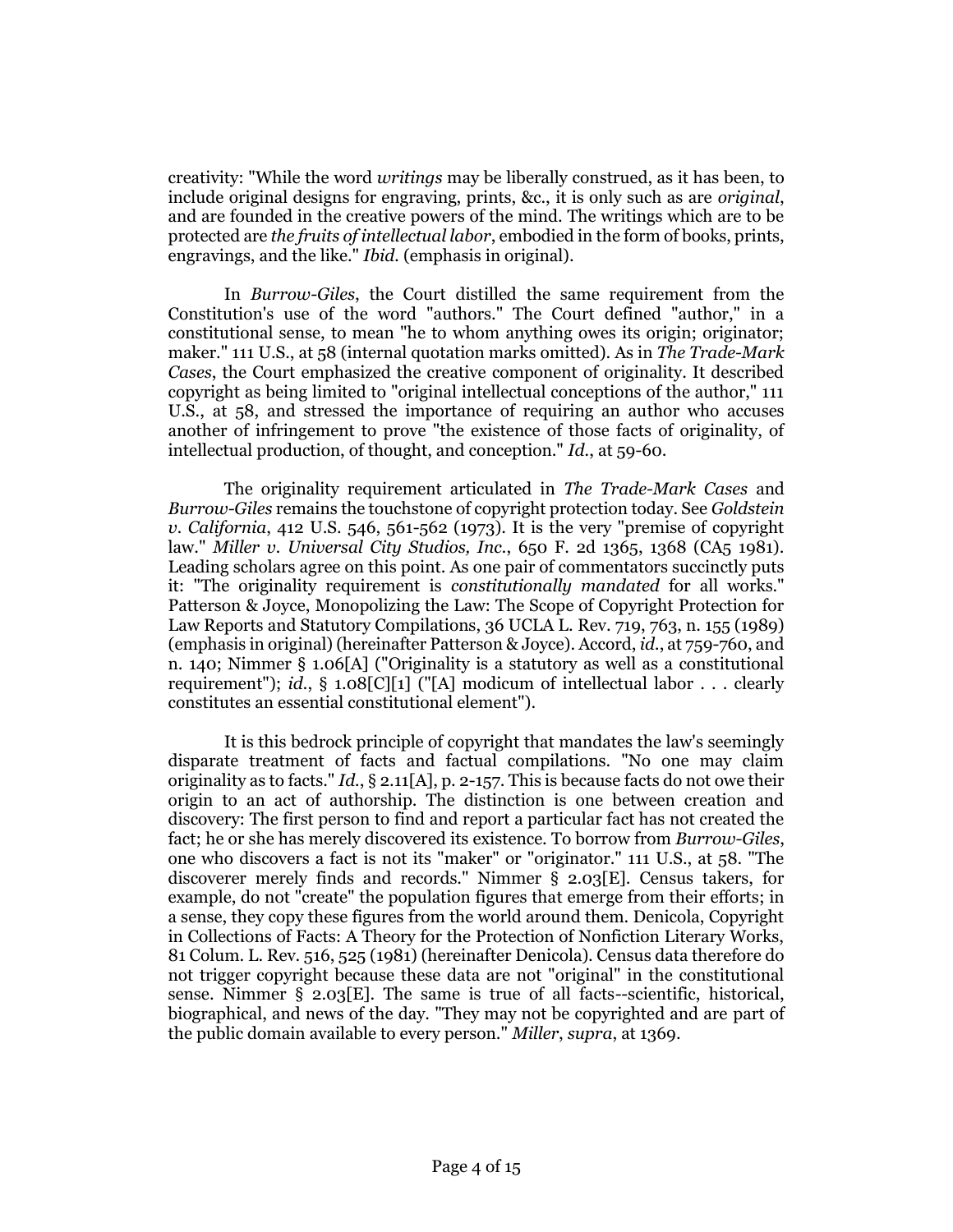creativity: "While the word *writings* may be liberally construed, as it has been, to include original designs for engraving, prints, &c., it is only such as are *original*, and are founded in the creative powers of the mind. The writings which are to be protected are *the fruits of intellectual labor*, embodied in the form of books, prints, engravings, and the like." *Ibid.* (emphasis in original).

In *Burrow-Giles*, the Court distilled the same requirement from the Constitution's use of the word "authors." The Court defined "author," in a constitutional sense, to mean "he to whom anything owes its origin; originator; maker." 111 U.S., at 58 (internal quotation marks omitted). As in *The Trade-Mark Cases*, the Court emphasized the creative component of originality. It described copyright as being limited to "original intellectual conceptions of the author," 111 U.S., at 58, and stressed the importance of requiring an author who accuses another of infringement to prove "the existence of those facts of originality, of intellectual production, of thought, and conception." *Id.*, at 59-60.

The originality requirement articulated in *The Trade-Mark Cases* and *Burrow-Giles* remains the touchstone of copyright protection today. See *Goldstein v. California*, 412 U.S. 546, 561-562 (1973). It is the very "premise of copyright law." *Miller v. Universal City Studios, Inc.*, 650 F. 2d 1365, 1368 (CA5 1981). Leading scholars agree on this point. As one pair of commentators succinctly puts it: "The originality requirement is *constitutionally mandated* for all works." Patterson & Joyce, Monopolizing the Law: The Scope of Copyright Protection for Law Reports and Statutory Compilations, 36 UCLA L. Rev. 719, 763, n. 155 (1989) (emphasis in original) (hereinafter Patterson & Joyce). Accord, *id.*, at 759-760, and n. 140; Nimmer § 1.06[A] ("Originality is a statutory as well as a constitutional requirement"); *id.*, § 1.08[C][1] ("[A] modicum of intellectual labor . . . clearly constitutes an essential constitutional element").

It is this bedrock principle of copyright that mandates the law's seemingly disparate treatment of facts and factual compilations. "No one may claim originality as to facts." *Id.*, § 2.11[A], p. 2-157. This is because facts do not owe their origin to an act of authorship. The distinction is one between creation and discovery: The first person to find and report a particular fact has not created the fact; he or she has merely discovered its existence. To borrow from *Burrow-Giles*, one who discovers a fact is not its "maker" or "originator." 111 U.S., at 58. "The discoverer merely finds and records." Nimmer § 2.03[E]. Census takers, for example, do not "create" the population figures that emerge from their efforts; in a sense, they copy these figures from the world around them. Denicola, Copyright in Collections of Facts: A Theory for the Protection of Nonfiction Literary Works, 81 Colum. L. Rev. 516, 525 (1981) (hereinafter Denicola). Census data therefore do not trigger copyright because these data are not "original" in the constitutional sense. Nimmer § 2.03[E]. The same is true of all facts--scientific, historical, biographical, and news of the day. "They may not be copyrighted and are part of the public domain available to every person." *Miller*, *supra*, at 1369.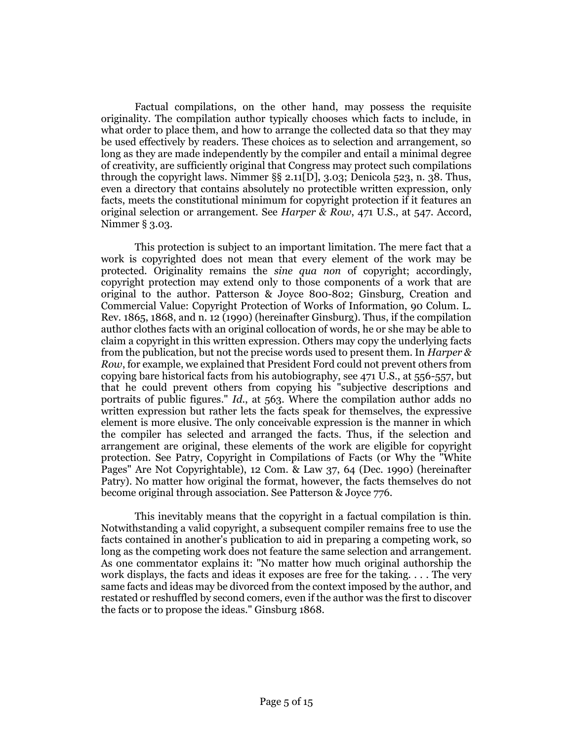Factual compilations, on the other hand, may possess the requisite originality. The compilation author typically chooses which facts to include, in what order to place them, and how to arrange the collected data so that they may be used effectively by readers. These choices as to selection and arrangement, so long as they are made independently by the compiler and entail a minimal degree of creativity, are sufficiently original that Congress may protect such compilations through the copyright laws. Nimmer §§ 2.11[D], 3.03; Denicola 523, n. 38. Thus, even a directory that contains absolutely no protectible written expression, only facts, meets the constitutional minimum for copyright protection if it features an original selection or arrangement. See *Harper & Row*, 471 U.S., at 547. Accord, Nimmer § 3.03.

This protection is subject to an important limitation. The mere fact that a work is copyrighted does not mean that every element of the work may be protected. Originality remains the *sine qua non* of copyright; accordingly, copyright protection may extend only to those components of a work that are original to the author. Patterson & Joyce 800-802; Ginsburg, Creation and Commercial Value: Copyright Protection of Works of Information, 90 Colum. L. Rev. 1865, 1868, and n. 12 (1990) (hereinafter Ginsburg). Thus, if the compilation author clothes facts with an original collocation of words, he or she may be able to claim a copyright in this written expression. Others may copy the underlying facts from the publication, but not the precise words used to present them. In *Harper & Row*, for example, we explained that President Ford could not prevent others from copying bare historical facts from his autobiography, see 471 U.S., at 556-557, but that he could prevent others from copying his "subjective descriptions and portraits of public figures." *Id*., at 563. Where the compilation author adds no written expression but rather lets the facts speak for themselves, the expressive element is more elusive. The only conceivable expression is the manner in which the compiler has selected and arranged the facts. Thus, if the selection and arrangement are original, these elements of the work are eligible for copyright protection. See Patry, Copyright in Compilations of Facts (or Why the "White Pages" Are Not Copyrightable), 12 Com. & Law 37, 64 (Dec. 1990) (hereinafter Patry). No matter how original the format, however, the facts themselves do not become original through association. See Patterson & Joyce 776.

This inevitably means that the copyright in a factual compilation is thin. Notwithstanding a valid copyright, a subsequent compiler remains free to use the facts contained in another's publication to aid in preparing a competing work, so long as the competing work does not feature the same selection and arrangement. As one commentator explains it: "No matter how much original authorship the work displays, the facts and ideas it exposes are free for the taking. . . . The very same facts and ideas may be divorced from the context imposed by the author, and restated or reshuffled by second comers, even if the author was the first to discover the facts or to propose the ideas." Ginsburg 1868.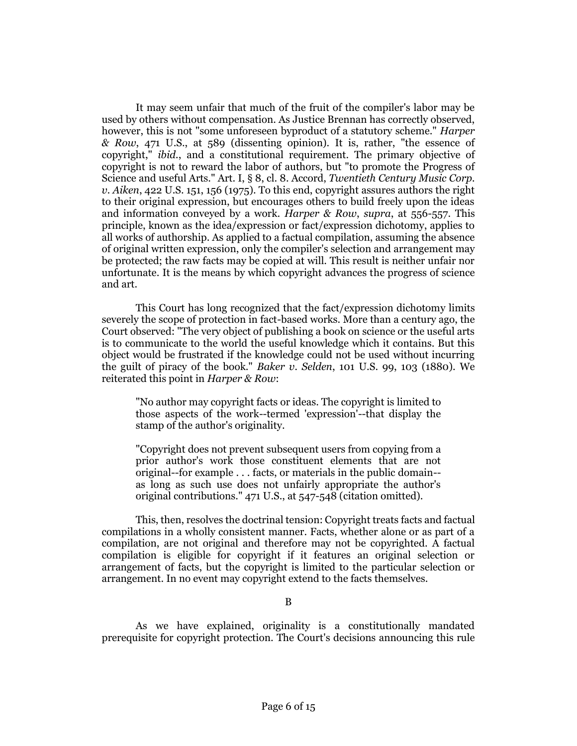It may seem unfair that much of the fruit of the compiler's labor may be used by others without compensation. As Justice Brennan has correctly observed, however, this is not "some unforeseen byproduct of a statutory scheme." *Harper & Row*, 471 U.S., at 589 (dissenting opinion). It is, rather, "the essence of copyright," *ibid.*, and a constitutional requirement. The primary objective of copyright is not to reward the labor of authors, but "to promote the Progress of Science and useful Arts." Art. I, § 8, cl. 8. Accord, *Twentieth Century Music Corp. v. Aiken*, 422 U.S. 151, 156 (1975). To this end, copyright assures authors the right to their original expression, but encourages others to build freely upon the ideas and information conveyed by a work. *Harper & Row*, *supra*, at 556-557. This principle, known as the idea/expression or fact/expression dichotomy, applies to all works of authorship. As applied to a factual compilation, assuming the absence of original written expression, only the compiler's selection and arrangement may be protected; the raw facts may be copied at will. This result is neither unfair nor unfortunate. It is the means by which copyright advances the progress of science and art.

This Court has long recognized that the fact/expression dichotomy limits severely the scope of protection in fact-based works. More than a century ago, the Court observed: "The very object of publishing a book on science or the useful arts is to communicate to the world the useful knowledge which it contains. But this object would be frustrated if the knowledge could not be used without incurring the guilt of piracy of the book." *Baker v. Selden*, 101 U.S. 99, 103 (1880). We reiterated this point in *Harper & Row*:

> "No author may copyright facts or ideas. The copyright is limited to those aspects of the work--termed 'expression'--that display the stamp of the author's originality.
>
> "Copyright does not prevent subsequent users from copying from a prior author's work those constituent elements that are not original--for example . . . facts, or materials in the public domain--as long as such use does not unfairly appropriate the author's original contributions." 471 U.S., at 547-548 (citation omitted).

This, then, resolves the doctrinal tension: Copyright treats facts and factual compilations in a wholly consistent manner. Facts, whether alone or as part of a compilation, are not original and therefore may not be copyrighted. A factual compilation is eligible for copyright if it features an original selection or arrangement of facts, but the copyright is limited to the particular selection or arrangement. In no event may copyright extend to the facts themselves.

B

As we have explained, originality is a constitutionally mandated prerequisite for copyright protection. The Court's decisions announcing this rule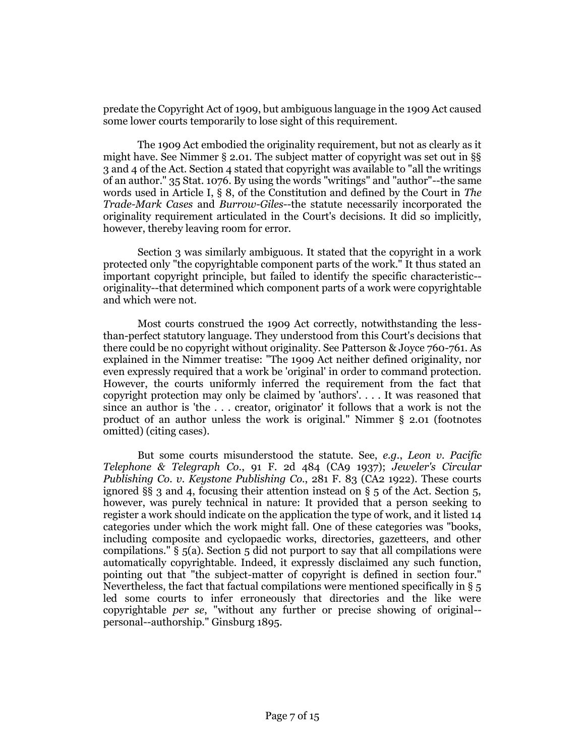predate the Copyright Act of 1909, but ambiguous language in the 1909 Act caused some lower courts temporarily to lose sight of this requirement.

The 1909 Act embodied the originality requirement, but not as clearly as it might have. See Nimmer § 2.01. The subject matter of copyright was set out in §§ 3 and 4 of the Act. Section 4 stated that copyright was available to "all the writings of an author." 35 Stat. 1076. By using the words "writings" and "author"--the same words used in Article I, § 8, of the Constitution and defined by the Court in *The Trade-Mark Cases* and *Burrow-Giles*--the statute necessarily incorporated the originality requirement articulated in the Court's decisions. It did so implicitly, however, thereby leaving room for error.

Section 3 was similarly ambiguous. It stated that the copyright in a work protected only "the copyrightable component parts of the work." It thus stated an important copyright principle, but failed to identify the specific characteristic--originality--that determined which component parts of a work were copyrightable and which were not.

Most courts construed the 1909 Act correctly, notwithstanding the less-than-perfect statutory language. They understood from this Court's decisions that there could be no copyright without originality. See Patterson & Joyce 760-761. As explained in the Nimmer treatise: "The 1909 Act neither defined originality, nor even expressly required that a work be 'original' in order to command protection. However, the courts uniformly inferred the requirement from the fact that copyright protection may only be claimed by 'authors'. . . . It was reasoned that since an author is 'the . . . creator, originator' it follows that a work is not the product of an author unless the work is original." Nimmer § 2.01 (footnotes omitted) (citing cases).

But some courts misunderstood the statute. See, *e.g.*, *Leon v. Pacific Telephone & Telegraph Co.*, 91 F. 2d 484 (CA9 1937); *Jeweler's Circular Publishing Co. v. Keystone Publishing Co.*, 281 F. 83 (CA2 1922). These courts ignored §§ 3 and 4, focusing their attention instead on § 5 of the Act. Section 5, however, was purely technical in nature: It provided that a person seeking to register a work should indicate on the application the type of work, and it listed 14 categories under which the work might fall. One of these categories was "books, including composite and cyclopaedic works, directories, gazetteers, and other compilations." § 5(a). Section 5 did not purport to say that all compilations were automatically copyrightable. Indeed, it expressly disclaimed any such function, pointing out that "the subject-matter of copyright is defined in section four." Nevertheless, the fact that factual compilations were mentioned specifically in § 5 led some courts to infer erroneously that directories and the like were copyrightable *per se*, "without any further or precise showing of original--personal--authorship." Ginsburg 1895.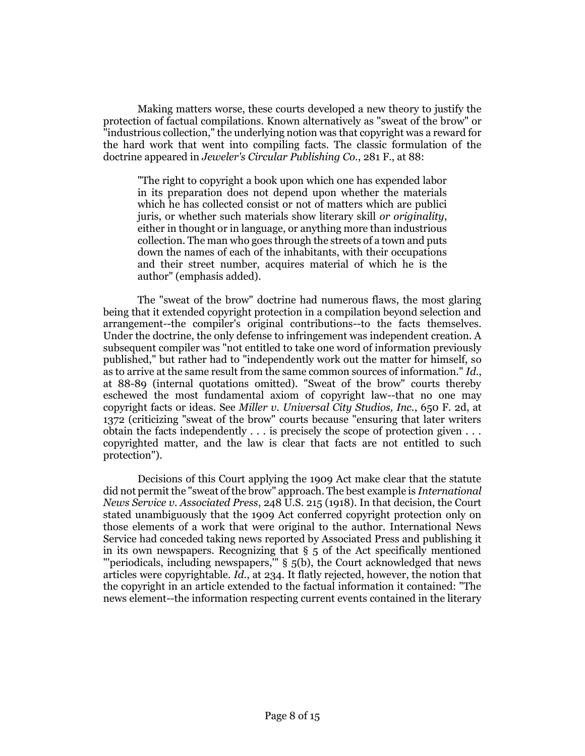Making matters worse, these courts developed a new theory to justify the protection of factual compilations. Known alternatively as "sweat of the brow" or "industrious collection," the underlying notion was that copyright was a reward for the hard work that went into compiling facts. The classic formulation of the doctrine appeared in *Jeweler's Circular Publishing Co.*, 281 F., at 88:

> "The right to copyright a book upon which one has expended labor in its preparation does not depend upon whether the materials which he has collected consist or not of matters which are publici juris, or whether such materials show literary skill *or originality*, either in thought or in language, or anything more than industrious collection. The man who goes through the streets of a town and puts down the names of each of the inhabitants, with their occupations and their street number, acquires material of which he is the author" (emphasis added).

The "sweat of the brow" doctrine had numerous flaws, the most glaring being that it extended copyright protection in a compilation beyond selection and arrangement--the compiler's original contributions--to the facts themselves. Under the doctrine, the only defense to infringement was independent creation. A subsequent compiler was "not entitled to take one word of information previously published," but rather had to "independently work out the matter for himself, so as to arrive at the same result from the same common sources of information." *Id.*, at 88-89 (internal quotations omitted). "Sweat of the brow" courts thereby eschewed the most fundamental axiom of copyright law--that no one may copyright facts or ideas. See *Miller v. Universal City Studios, Inc.*, 650 F. 2d, at 1372 (criticizing "sweat of the brow" courts because "ensuring that later writers obtain the facts independently . . . is precisely the scope of protection given . . . copyrighted matter, and the law is clear that facts are not entitled to such protection").

Decisions of this Court applying the 1909 Act make clear that the statute did not permit the "sweat of the brow" approach. The best example is *International News Service v. Associated Press*, 248 U.S. 215 (1918). In that decision, the Court stated unambiguously that the 1909 Act conferred copyright protection only on those elements of a work that were original to the author. International News Service had conceded taking news reported by Associated Press and publishing it in its own newspapers. Recognizing that § 5 of the Act specifically mentioned "'periodicals, including newspapers,'" § 5(b), the Court acknowledged that news articles were copyrightable. *Id.*, at 234. It flatly rejected, however, the notion that the copyright in an article extended to the factual information it contained: "The news element--the information respecting current events contained in the literary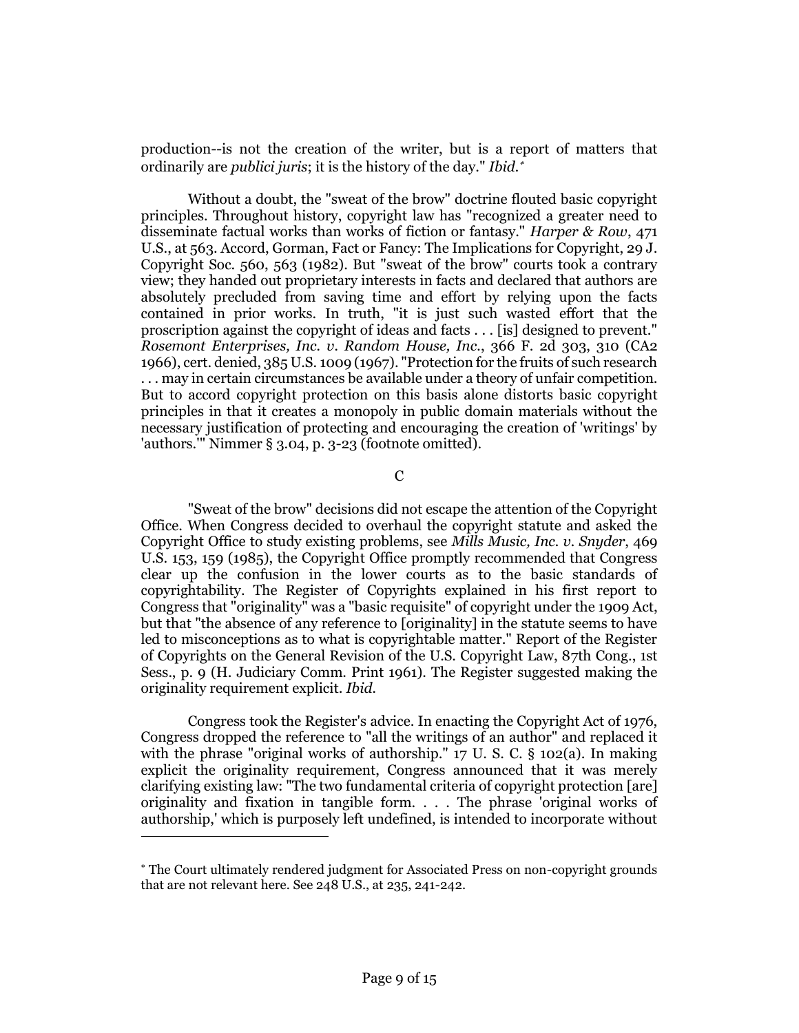production--is not the creation of the writer, but is a report of matters that ordinarily are *publici juris*; it is the history of the day." *Ibid.*[*]

Without a doubt, the "sweat of the brow" doctrine flouted basic copyright principles. Throughout history, copyright law has "recognized a greater need to disseminate factual works than works of fiction or fantasy." *Harper & Row*, 471 U.S., at 563. Accord, Gorman, Fact or Fancy: The Implications for Copyright, 29 J. Copyright Soc. 560, 563 (1982). But "sweat of the brow" courts took a contrary view; they handed out proprietary interests in facts and declared that authors are absolutely precluded from saving time and effort by relying upon the facts contained in prior works. In truth, "it is just such wasted effort that the proscription against the copyright of ideas and facts . . . [is] designed to prevent." *Rosemont Enterprises, Inc. v. Random House, Inc.*, 366 F. 2d 303, 310 (CA2 1966), cert. denied, 385 U.S. 1009 (1967). "Protection for the fruits of such research . . . may in certain circumstances be available under a theory of unfair competition. But to accord copyright protection on this basis alone distorts basic copyright principles in that it creates a monopoly in public domain materials without the necessary justification of protecting and encouraging the creation of 'writings' by 'authors.'" Nimmer § 3.04, p. 3-23 (footnote omitted).

C

"Sweat of the brow" decisions did not escape the attention of the Copyright Office. When Congress decided to overhaul the copyright statute and asked the Copyright Office to study existing problems, see *Mills Music, Inc. v. Snyder*, 469 U.S. 153, 159 (1985), the Copyright Office promptly recommended that Congress clear up the confusion in the lower courts as to the basic standards of copyrightability. The Register of Copyrights explained in his first report to Congress that "originality" was a "basic requisite" of copyright under the 1909 Act, but that "the absence of any reference to [originality] in the statute seems to have led to misconceptions as to what is copyrightable matter." Report of the Register of Copyrights on the General Revision of the U.S. Copyright Law, 87th Cong., 1st Sess., p. 9 (H. Judiciary Comm. Print 1961). The Register suggested making the originality requirement explicit. *Ibid.*

Congress took the Register's advice. In enacting the Copyright Act of 1976, Congress dropped the reference to "all the writings of an author" and replaced it with the phrase "original works of authorship." 17 U. S. C. § 102(a). In making explicit the originality requirement, Congress announced that it was merely clarifying existing law: "The two fundamental criteria of copyright protection [are] originality and fixation in tangible form. . . . The phrase 'original works of authorship,' which is purposely left undefined, is intended to incorporate without

---

[*] The Court ultimately rendered judgment for Associated Press on non-copyright grounds that are not relevant here. See 248 U.S., at 235, 241-242.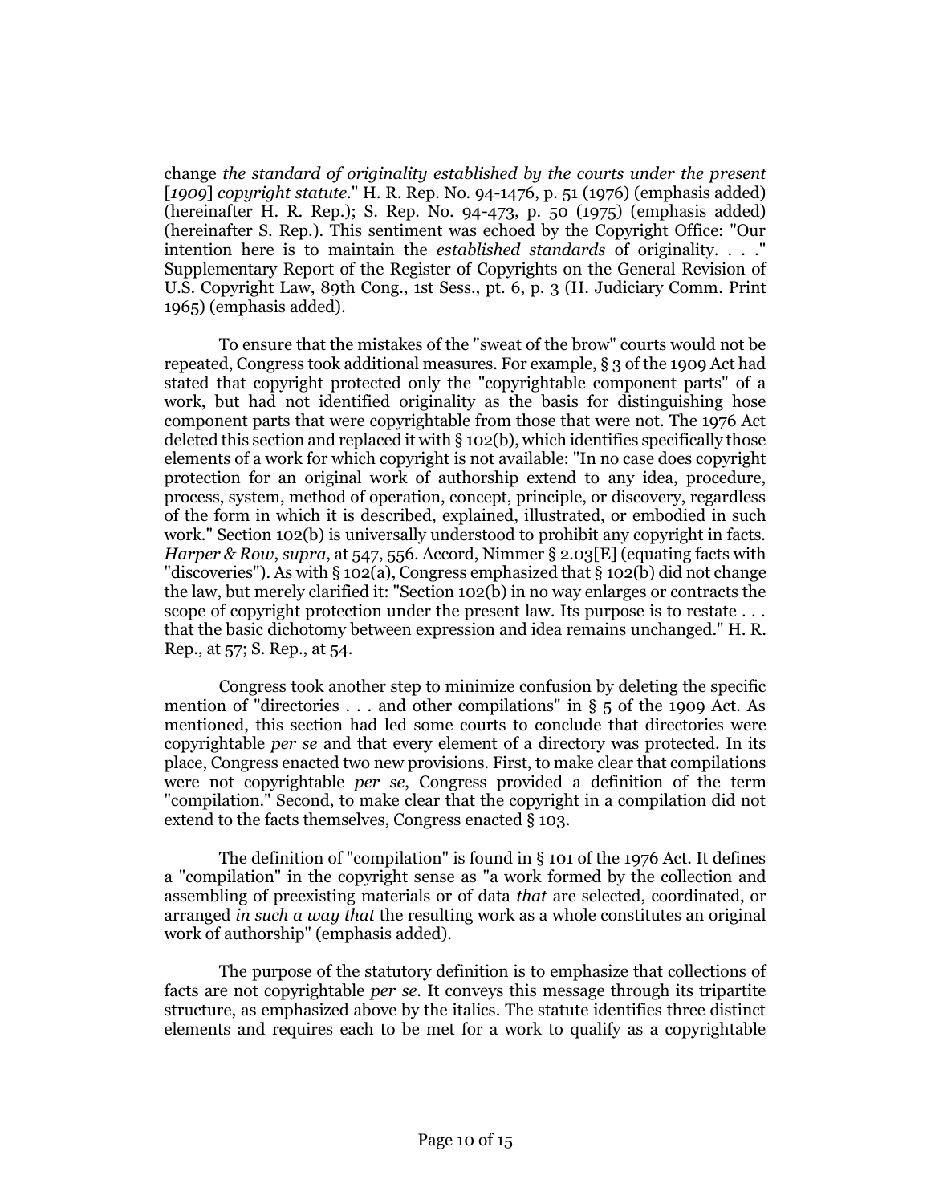change *the standard of originality established by the courts under the present* [*1909*] *copyright statute*." H. R. Rep. No. 94-1476, p. 51 (1976) (emphasis added) (hereinafter H. R. Rep.); S. Rep. No. 94-473, p. 50 (1975) (emphasis added) (hereinafter S. Rep.). This sentiment was echoed by the Copyright Office: "Our intention here is to maintain the *established standards* of originality. . . ." Supplementary Report of the Register of Copyrights on the General Revision of U.S. Copyright Law, 89th Cong., 1st Sess., pt. 6, p. 3 (H. Judiciary Comm. Print 1965) (emphasis added).

To ensure that the mistakes of the "sweat of the brow" courts would not be repeated, Congress took additional measures. For example, § 3 of the 1909 Act had stated that copyright protected only the "copyrightable component parts" of a work, but had not identified originality as the basis for distinguishing hose component parts that were copyrightable from those that were not. The 1976 Act deleted this section and replaced it with § 102(b), which identifies specifically those elements of a work for which copyright is not available: "In no case does copyright protection for an original work of authorship extend to any idea, procedure, process, system, method of operation, concept, principle, or discovery, regardless of the form in which it is described, explained, illustrated, or embodied in such work." Section 102(b) is universally understood to prohibit any copyright in facts. *Harper & Row*, *supra*, at 547, 556. Accord, Nimmer § 2.03[E] (equating facts with "discoveries"). As with § 102(a), Congress emphasized that § 102(b) did not change the law, but merely clarified it: "Section 102(b) in no way enlarges or contracts the scope of copyright protection under the present law. Its purpose is to restate . . . that the basic dichotomy between expression and idea remains unchanged." H. R. Rep., at 57; S. Rep., at 54.

Congress took another step to minimize confusion by deleting the specific mention of "directories . . . and other compilations" in § 5 of the 1909 Act. As mentioned, this section had led some courts to conclude that directories were copyrightable *per se* and that every element of a directory was protected. In its place, Congress enacted two new provisions. First, to make clear that compilations were not copyrightable *per se*, Congress provided a definition of the term "compilation." Second, to make clear that the copyright in a compilation did not extend to the facts themselves, Congress enacted § 103.

The definition of "compilation" is found in § 101 of the 1976 Act. It defines a "compilation" in the copyright sense as "a work formed by the collection and assembling of preexisting materials or of data *that* are selected, coordinated, or arranged *in such a way that* the resulting work as a whole constitutes an original work of authorship" (emphasis added).

The purpose of the statutory definition is to emphasize that collections of facts are not copyrightable *per se*. It conveys this message through its tripartite structure, as emphasized above by the italics. The statute identifies three distinct elements and requires each to be met for a work to qualify as a copyrightable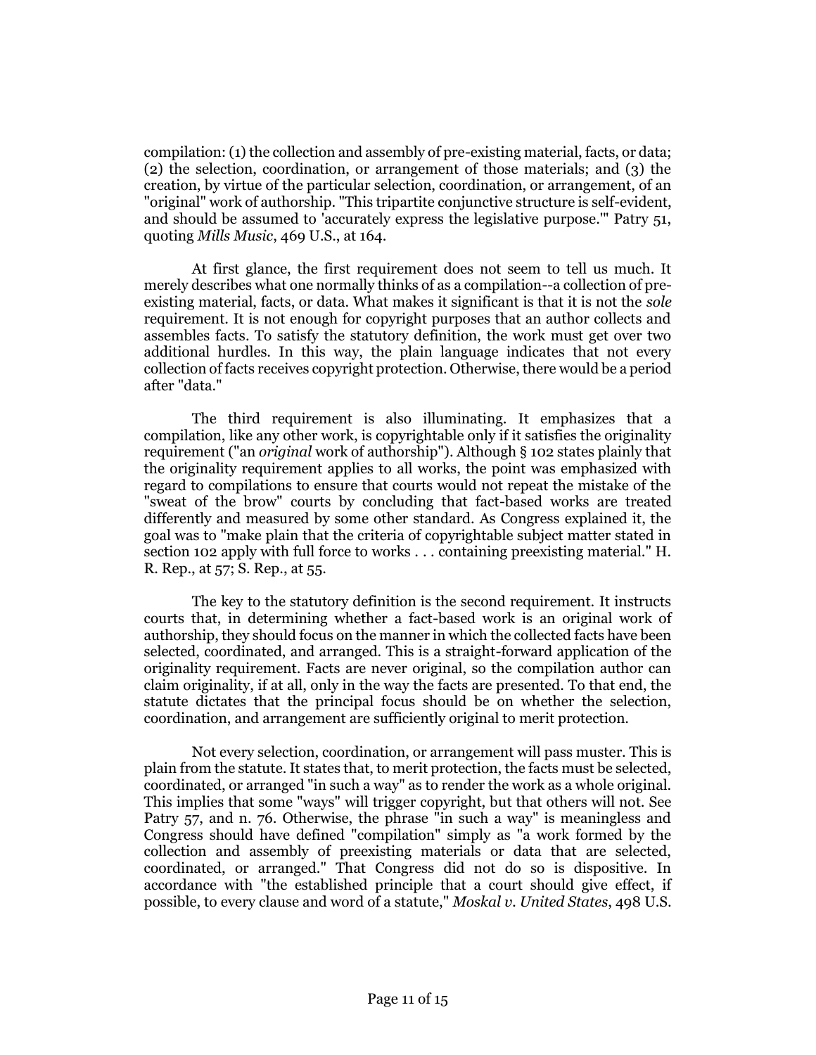compilation: (1) the collection and assembly of pre-existing material, facts, or data; (2) the selection, coordination, or arrangement of those materials; and (3) the creation, by virtue of the particular selection, coordination, or arrangement, of an "original" work of authorship. "This tripartite conjunctive structure is self-evident, and should be assumed to 'accurately express the legislative purpose.'" Patry 51, quoting *Mills Music*, 469 U.S., at 164.

At first glance, the first requirement does not seem to tell us much. It merely describes what one normally thinks of as a compilation--a collection of pre-existing material, facts, or data. What makes it significant is that it is not the *sole* requirement. It is not enough for copyright purposes that an author collects and assembles facts. To satisfy the statutory definition, the work must get over two additional hurdles. In this way, the plain language indicates that not every collection of facts receives copyright protection. Otherwise, there would be a period after "data."

The third requirement is also illuminating. It emphasizes that a compilation, like any other work, is copyrightable only if it satisfies the originality requirement ("an *original* work of authorship"). Although § 102 states plainly that the originality requirement applies to all works, the point was emphasized with regard to compilations to ensure that courts would not repeat the mistake of the "sweat of the brow" courts by concluding that fact-based works are treated differently and measured by some other standard. As Congress explained it, the goal was to "make plain that the criteria of copyrightable subject matter stated in section 102 apply with full force to works . . . containing preexisting material." H. R. Rep., at 57; S. Rep., at 55.

The key to the statutory definition is the second requirement. It instructs courts that, in determining whether a fact-based work is an original work of authorship, they should focus on the manner in which the collected facts have been selected, coordinated, and arranged. This is a straight-forward application of the originality requirement. Facts are never original, so the compilation author can claim originality, if at all, only in the way the facts are presented. To that end, the statute dictates that the principal focus should be on whether the selection, coordination, and arrangement are sufficiently original to merit protection.

Not every selection, coordination, or arrangement will pass muster. This is plain from the statute. It states that, to merit protection, the facts must be selected, coordinated, or arranged "in such a way" as to render the work as a whole original. This implies that some "ways" will trigger copyright, but that others will not. See Patry 57, and n. 76. Otherwise, the phrase "in such a way" is meaningless and Congress should have defined "compilation" simply as "a work formed by the collection and assembly of preexisting materials or data that are selected, coordinated, or arranged." That Congress did not do so is dispositive. In accordance with "the established principle that a court should give effect, if possible, to every clause and word of a statute," *Moskal v. United States*, 498 U.S.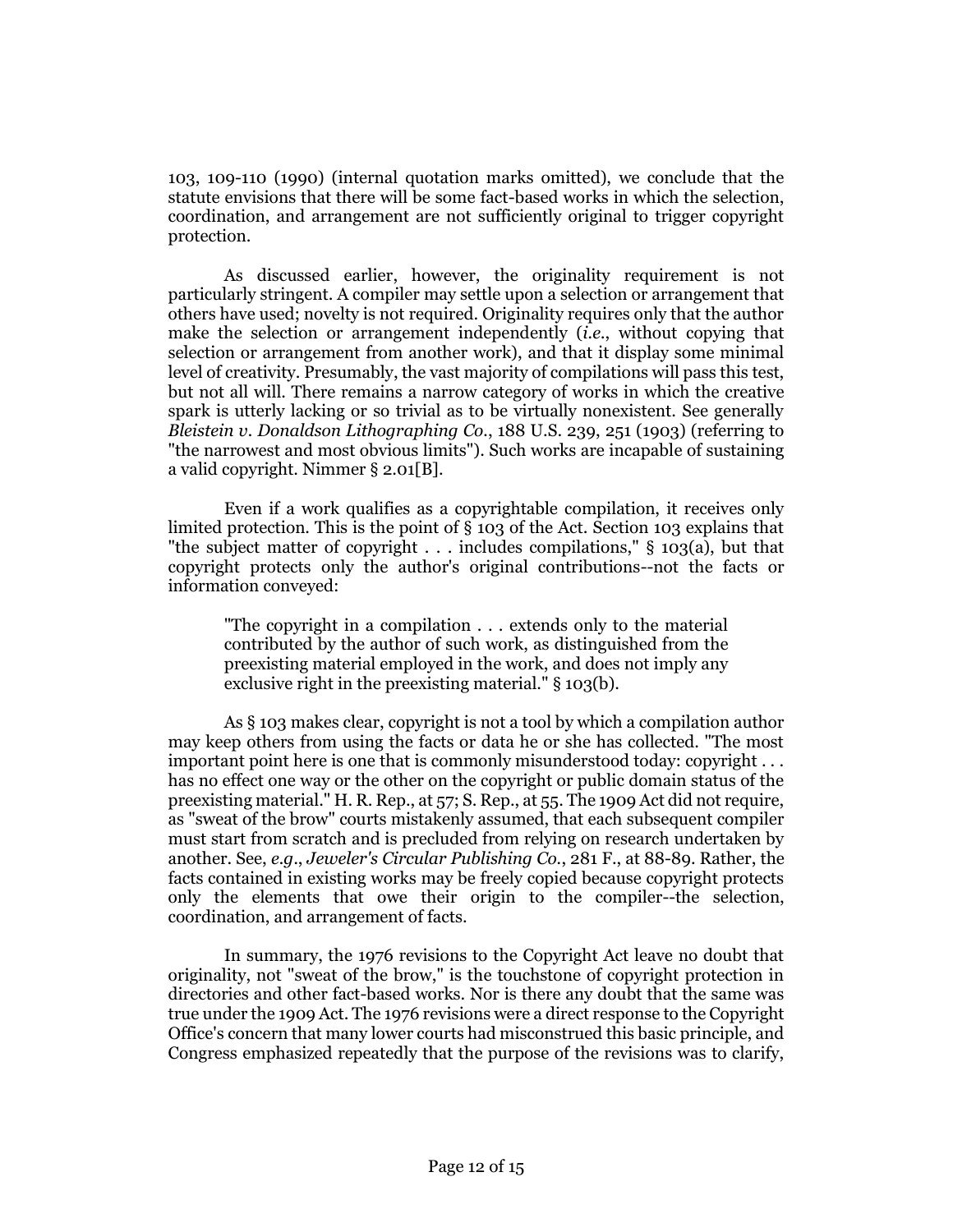103, 109-110 (1990) (internal quotation marks omitted), we conclude that the statute envisions that there will be some fact-based works in which the selection, coordination, and arrangement are not sufficiently original to trigger copyright protection.

As discussed earlier, however, the originality requirement is not particularly stringent. A compiler may settle upon a selection or arrangement that others have used; novelty is not required. Originality requires only that the author make the selection or arrangement independently (*i.e.*, without copying that selection or arrangement from another work), and that it display some minimal level of creativity. Presumably, the vast majority of compilations will pass this test, but not all will. There remains a narrow category of works in which the creative spark is utterly lacking or so trivial as to be virtually nonexistent. See generally *Bleistein v. Donaldson Lithographing Co.*, 188 U.S. 239, 251 (1903) (referring to "the narrowest and most obvious limits"). Such works are incapable of sustaining a valid copyright. Nimmer § 2.01[B].

Even if a work qualifies as a copyrightable compilation, it receives only limited protection. This is the point of § 103 of the Act. Section 103 explains that "the subject matter of copyright . . . includes compilations," § 103(a), but that copyright protects only the author's original contributions--not the facts or information conveyed:

> "The copyright in a compilation . . . extends only to the material contributed by the author of such work, as distinguished from the preexisting material employed in the work, and does not imply any exclusive right in the preexisting material." § 103(b).

As § 103 makes clear, copyright is not a tool by which a compilation author may keep others from using the facts or data he or she has collected. "The most important point here is one that is commonly misunderstood today: copyright . . . has no effect one way or the other on the copyright or public domain status of the preexisting material." H. R. Rep., at 57; S. Rep., at 55. The 1909 Act did not require, as "sweat of the brow" courts mistakenly assumed, that each subsequent compiler must start from scratch and is precluded from relying on research undertaken by another. See, *e.g.*, *Jeweler's Circular Publishing Co.*, 281 F., at 88-89. Rather, the facts contained in existing works may be freely copied because copyright protects only the elements that owe their origin to the compiler--the selection, coordination, and arrangement of facts.

In summary, the 1976 revisions to the Copyright Act leave no doubt that originality, not "sweat of the brow," is the touchstone of copyright protection in directories and other fact-based works. Nor is there any doubt that the same was true under the 1909 Act. The 1976 revisions were a direct response to the Copyright Office's concern that many lower courts had misconstrued this basic principle, and Congress emphasized repeatedly that the purpose of the revisions was to clarify,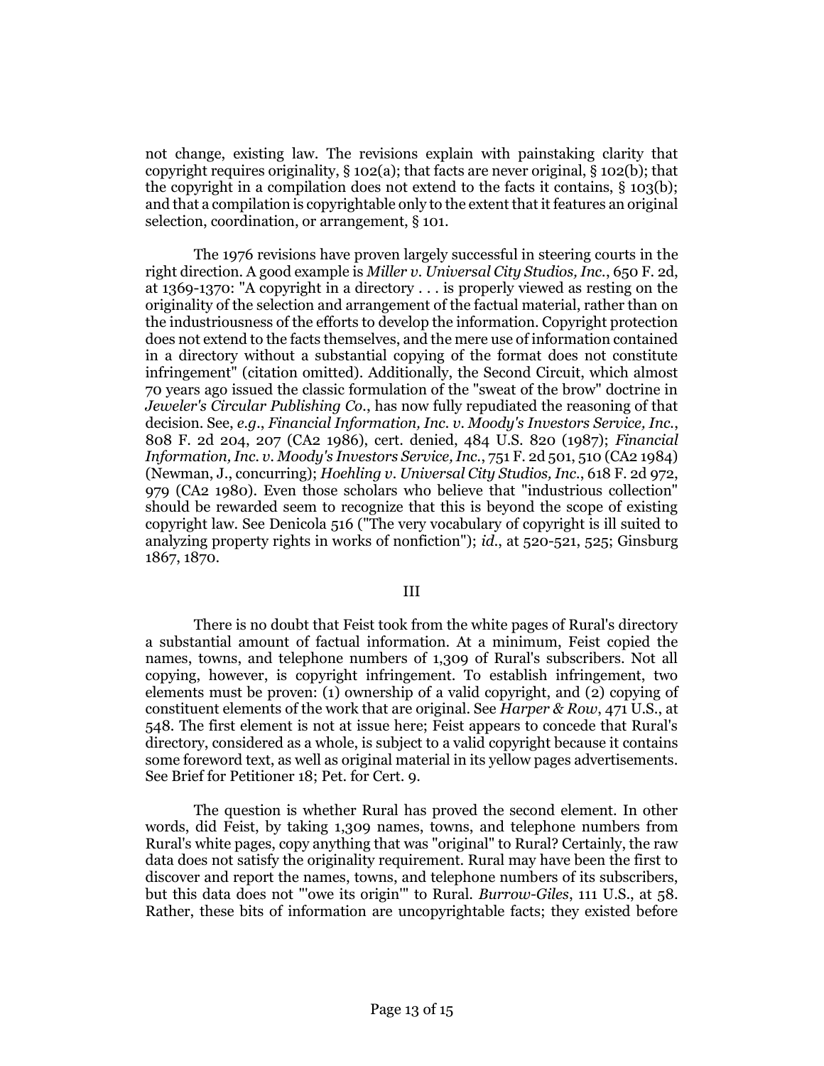not change, existing law. The revisions explain with painstaking clarity that copyright requires originality, § 102(a); that facts are never original, § 102(b); that the copyright in a compilation does not extend to the facts it contains, § 103(b); and that a compilation is copyrightable only to the extent that it features an original selection, coordination, or arrangement, § 101.

The 1976 revisions have proven largely successful in steering courts in the right direction. A good example is *Miller v. Universal City Studios, Inc.*, 650 F. 2d, at 1369-1370: "A copyright in a directory . . . is properly viewed as resting on the originality of the selection and arrangement of the factual material, rather than on the industriousness of the efforts to develop the information. Copyright protection does not extend to the facts themselves, and the mere use of information contained in a directory without a substantial copying of the format does not constitute infringement" (citation omitted). Additionally, the Second Circuit, which almost 70 years ago issued the classic formulation of the "sweat of the brow" doctrine in *Jeweler's Circular Publishing Co.*, has now fully repudiated the reasoning of that decision. See, *e.g.*, *Financial Information, Inc. v. Moody's Investors Service, Inc.*, 808 F. 2d 204, 207 (CA2 1986), cert. denied, 484 U.S. 820 (1987); *Financial Information, Inc. v. Moody's Investors Service, Inc.*, 751 F. 2d 501, 510 (CA2 1984) (Newman, J., concurring); *Hoehling v. Universal City Studios, Inc.*, 618 F. 2d 972, 979 (CA2 1980). Even those scholars who believe that "industrious collection" should be rewarded seem to recognize that this is beyond the scope of existing copyright law. See Denicola 516 ("The very vocabulary of copyright is ill suited to analyzing property rights in works of nonfiction"); *id.*, at 520-521, 525; Ginsburg 1867, 1870.

## III

There is no doubt that Feist took from the white pages of Rural's directory a substantial amount of factual information. At a minimum, Feist copied the names, towns, and telephone numbers of 1,309 of Rural's subscribers. Not all copying, however, is copyright infringement. To establish infringement, two elements must be proven: (1) ownership of a valid copyright, and (2) copying of constituent elements of the work that are original. See *Harper & Row*, 471 U.S., at 548. The first element is not at issue here; Feist appears to concede that Rural's directory, considered as a whole, is subject to a valid copyright because it contains some foreword text, as well as original material in its yellow pages advertisements. See Brief for Petitioner 18; Pet. for Cert. 9.

The question is whether Rural has proved the second element. In other words, did Feist, by taking 1,309 names, towns, and telephone numbers from Rural's white pages, copy anything that was "original" to Rural? Certainly, the raw data does not satisfy the originality requirement. Rural may have been the first to discover and report the names, towns, and telephone numbers of its subscribers, but this data does not "'owe its origin'" to Rural. *Burrow-Giles*, 111 U.S., at 58. Rather, these bits of information are uncopyrightable facts; they existed before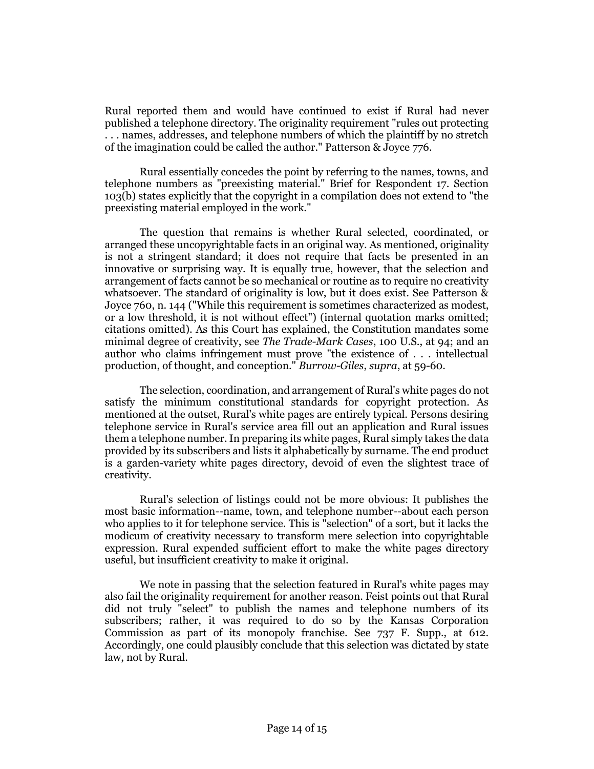Rural reported them and would have continued to exist if Rural had never published a telephone directory. The originality requirement "rules out protecting . . . names, addresses, and telephone numbers of which the plaintiff by no stretch of the imagination could be called the author." Patterson & Joyce 776.

Rural essentially concedes the point by referring to the names, towns, and telephone numbers as "preexisting material." Brief for Respondent 17. Section 103(b) states explicitly that the copyright in a compilation does not extend to "the preexisting material employed in the work."

The question that remains is whether Rural selected, coordinated, or arranged these uncopyrightable facts in an original way. As mentioned, originality is not a stringent standard; it does not require that facts be presented in an innovative or surprising way. It is equally true, however, that the selection and arrangement of facts cannot be so mechanical or routine as to require no creativity whatsoever. The standard of originality is low, but it does exist. See Patterson & Joyce 760, n. 144 ("While this requirement is sometimes characterized as modest, or a low threshold, it is not without effect") (internal quotation marks omitted; citations omitted). As this Court has explained, the Constitution mandates some minimal degree of creativity, see *The Trade-Mark Cases*, 100 U.S., at 94; and an author who claims infringement must prove "the existence of . . . intellectual production, of thought, and conception." *Burrow-Giles*, *supra*, at 59-60.

The selection, coordination, and arrangement of Rural's white pages do not satisfy the minimum constitutional standards for copyright protection. As mentioned at the outset, Rural's white pages are entirely typical. Persons desiring telephone service in Rural's service area fill out an application and Rural issues them a telephone number. In preparing its white pages, Rural simply takes the data provided by its subscribers and lists it alphabetically by surname. The end product is a garden-variety white pages directory, devoid of even the slightest trace of creativity.

Rural's selection of listings could not be more obvious: It publishes the most basic information--name, town, and telephone number--about each person who applies to it for telephone service. This is "selection" of a sort, but it lacks the modicum of creativity necessary to transform mere selection into copyrightable expression. Rural expended sufficient effort to make the white pages directory useful, but insufficient creativity to make it original.

We note in passing that the selection featured in Rural's white pages may also fail the originality requirement for another reason. Feist points out that Rural did not truly "select" to publish the names and telephone numbers of its subscribers; rather, it was required to do so by the Kansas Corporation Commission as part of its monopoly franchise. See 737 F. Supp., at 612. Accordingly, one could plausibly conclude that this selection was dictated by state law, not by Rural.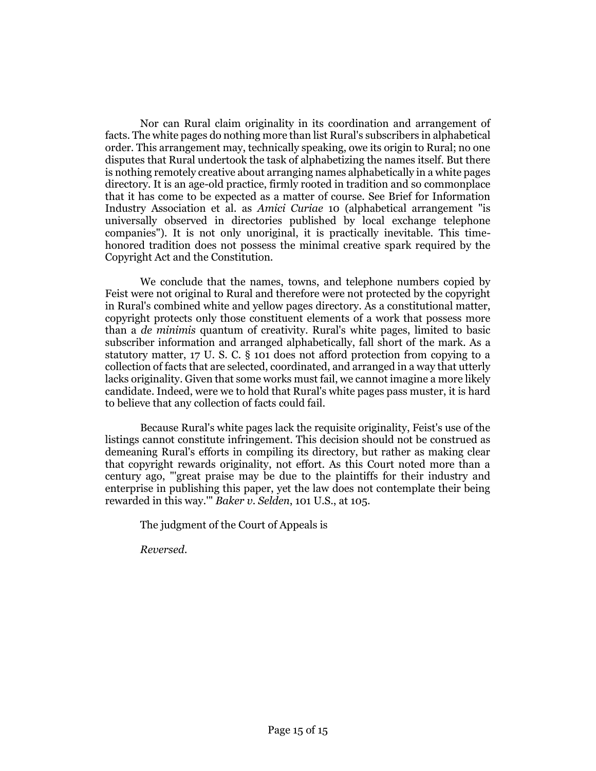Nor can Rural claim originality in its coordination and arrangement of facts. The white pages do nothing more than list Rural's subscribers in alphabetical order. This arrangement may, technically speaking, owe its origin to Rural; no one disputes that Rural undertook the task of alphabetizing the names itself. But there is nothing remotely creative about arranging names alphabetically in a white pages directory. It is an age-old practice, firmly rooted in tradition and so commonplace that it has come to be expected as a matter of course. See Brief for Information Industry Association et al. as *Amici Curiae* 10 (alphabetical arrangement "is universally observed in directories published by local exchange telephone companies"). It is not only unoriginal, it is practically inevitable. This time-honored tradition does not possess the minimal creative spark required by the Copyright Act and the Constitution.

We conclude that the names, towns, and telephone numbers copied by Feist were not original to Rural and therefore were not protected by the copyright in Rural's combined white and yellow pages directory. As a constitutional matter, copyright protects only those constituent elements of a work that possess more than a *de minimis* quantum of creativity. Rural's white pages, limited to basic subscriber information and arranged alphabetically, fall short of the mark. As a statutory matter, 17 U. S. C. § 101 does not afford protection from copying to a collection of facts that are selected, coordinated, and arranged in a way that utterly lacks originality. Given that some works must fail, we cannot imagine a more likely candidate. Indeed, were we to hold that Rural's white pages pass muster, it is hard to believe that any collection of facts could fail.

Because Rural's white pages lack the requisite originality, Feist's use of the listings cannot constitute infringement. This decision should not be construed as demeaning Rural's efforts in compiling its directory, but rather as making clear that copyright rewards originality, not effort. As this Court noted more than a century ago, "'great praise may be due to the plaintiffs for their industry and enterprise in publishing this paper, yet the law does not contemplate their being rewarded in this way.'" *Baker v. Selden*, 101 U.S., at 105.

The judgment of the Court of Appeals is

*Reversed.*